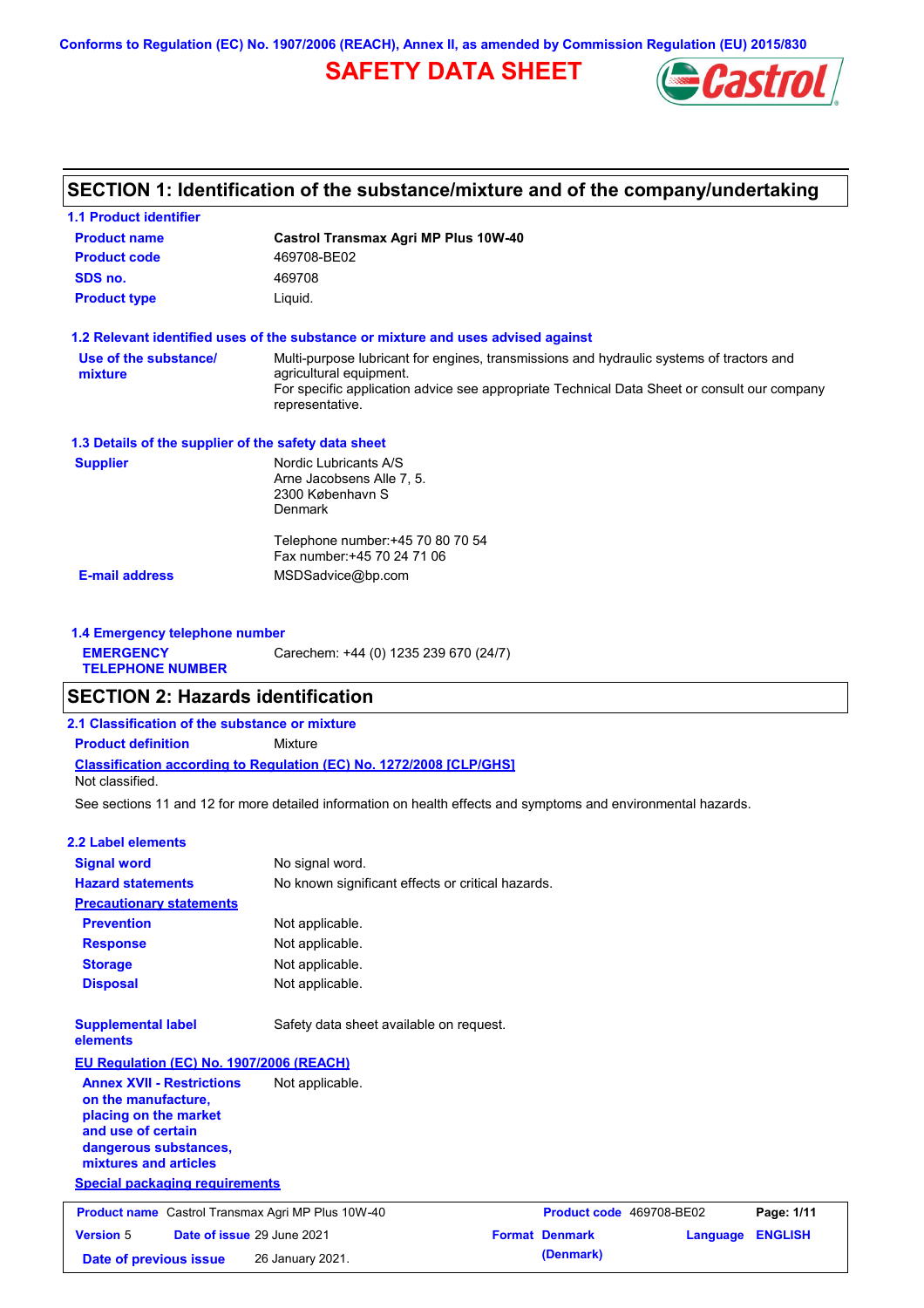Conforms to Regulation (EC) No. 1907/2006 (REACH), Annex II, as amended by Commission Regulation (EU) 2015/830

# SAFETY DATA SHEET

## SECTION 1: Identification of the substance/mixture and of the company/undertaking

### 1.1 Product identifier

| | |
|---|---|
| **Product name** | **Castrol Transmax Agri MP Plus 10W-40** |
| **Product code** | 469708-BE02 |
| **SDS no.** | 469708 |
| **Product type** | Liquid. |

### 1.2 Relevant identified uses of the substance or mixture and uses advised against

| | |
|---|---|
| **Use of the substance/ mixture** | Multi-purpose lubricant for engines, transmissions and hydraulic systems of tractors and agricultural equipment. For specific application advice see appropriate Technical Data Sheet or consult our company representative. |

### 1.3 Details of the supplier of the safety data sheet

**Supplier**

Nordic Lubricants A/S
Arne Jacobsens Alle 7, 5.
2300 København S
Denmark

Telephone number:+45 70 80 70 54
Fax number:+45 70 24 71 06

**E-mail address** MSDSadvice@bp.com

### 1.4 Emergency telephone number

**EMERGENCY TELEPHONE NUMBER** Carechem: +44 (0) 1235 239 670 (24/7)

## SECTION 2: Hazards identification

### 2.1 Classification of the substance or mixture

**Product definition** Mixture

**Classification according to Regulation (EC) No. 1272/2008 [CLP/GHS]**

Not classified.

See sections 11 and 12 for more detailed information on health effects and symptoms and environmental hazards.

### 2.2 Label elements

| | |
|---|---|
| **Signal word** | No signal word. |
| **Hazard statements** | No known significant effects or critical hazards. |
| **Precautionary statements** | |
| **Prevention** | Not applicable. |
| **Response** | Not applicable. |
| **Storage** | Not applicable. |
| **Disposal** | Not applicable. |
| **Supplemental label elements** | Safety data sheet available on request. |

**EU Regulation (EC) No. 1907/2006 (REACH)**

| | |
|---|---|
| **Annex XVII - Restrictions on the manufacture, placing on the market and use of certain dangerous substances, mixtures and articles** | Not applicable. |

**Special packaging requirements**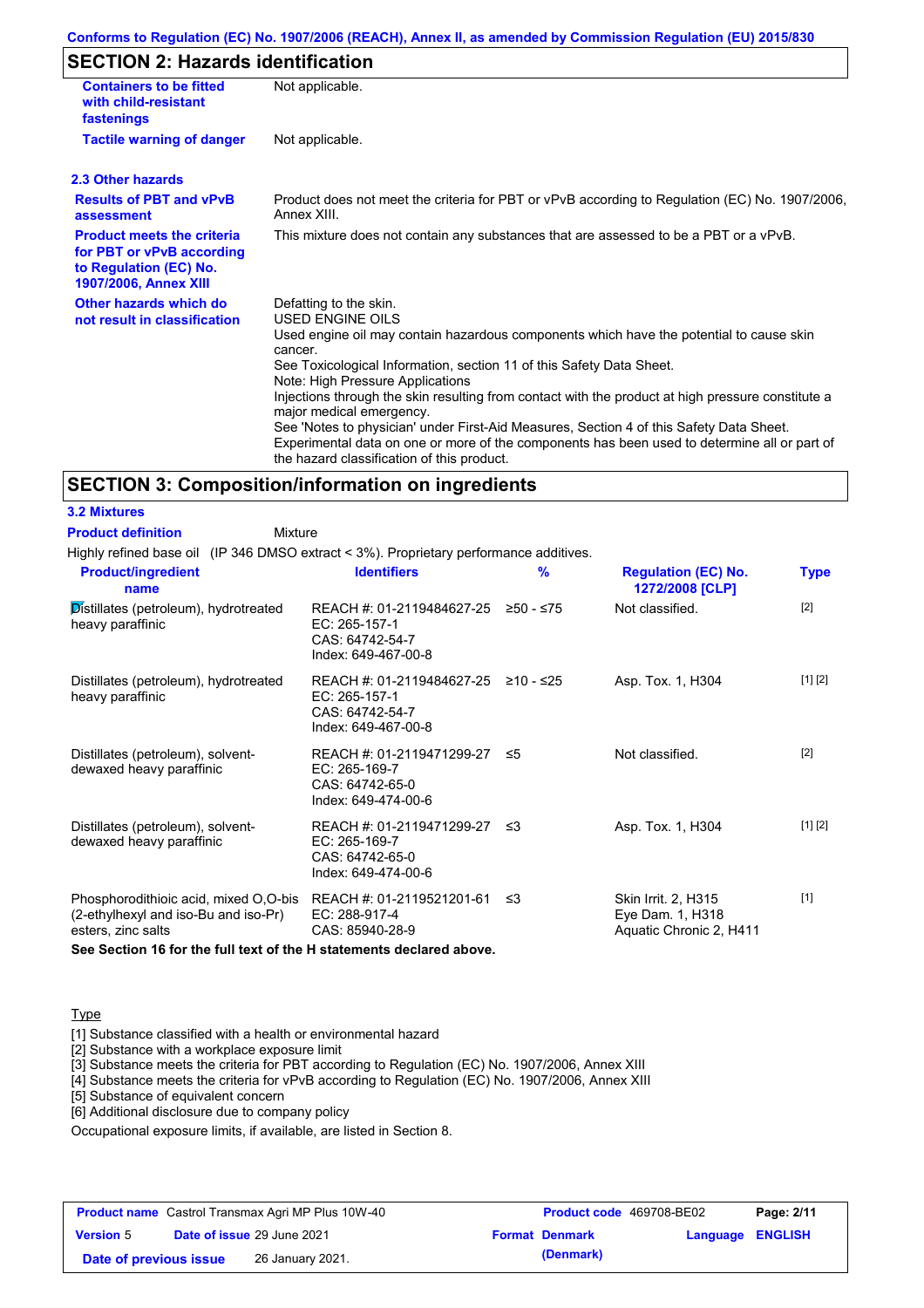## SECTION 2: Hazards identification

| | |
|---|---|
| **Containers to be fitted with child-resistant fastenings** | Not applicable. |
| **Tactile warning of danger** | Not applicable. |

### 2.3 Other hazards

| | |
|---|---|
| **Results of PBT and vPvB assessment** | Product does not meet the criteria for PBT or vPvB according to Regulation (EC) No. 1907/2006, Annex XIII. |
| **Product meets the criteria for PBT or vPvB according to Regulation (EC) No. 1907/2006, Annex XIII** | This mixture does not contain any substances that are assessed to be a PBT or a vPvB. |
| **Other hazards which do not result in classification** | Defatting to the skin. USED ENGINE OILS Used engine oil may contain hazardous components which have the potential to cause skin cancer. See Toxicological Information, section 11 of this Safety Data Sheet. Note: High Pressure Applications Injections through the skin resulting from contact with the product at high pressure constitute a major medical emergency. See 'Notes to physician' under First-Aid Measures, Section 4 of this Safety Data Sheet. Experimental data on one or more of the components has been used to determine all or part of the hazard classification of this product. |

## SECTION 3: Composition/information on ingredients

### 3.2 Mixtures

**Product definition** Mixture

Highly refined base oil (IP 346 DMSO extract < 3%). Proprietary performance additives.

| Product/ingredient name | Identifiers | % | Regulation (EC) No. 1272/2008 [CLP] | Type |
|---|---|---|---|---|
| Distillates (petroleum), hydrotreated heavy paraffinic | REACH #: 01-2119484627-25<br>EC: 265-157-1<br>CAS: 64742-54-7<br>Index: 649-467-00-8 | ≥50 - ≤75 | Not classified. | [2] |
| Distillates (petroleum), hydrotreated heavy paraffinic | REACH #: 01-2119484627-25<br>EC: 265-157-1<br>CAS: 64742-54-7<br>Index: 649-467-00-8 | ≥10 - ≤25 | Asp. Tox. 1, H304 | [1] [2] |
| Distillates (petroleum), solvent-dewaxed heavy paraffinic | REACH #: 01-2119471299-27<br>EC: 265-169-7<br>CAS: 64742-65-0<br>Index: 649-474-00-6 | ≤5 | Not classified. | [2] |
| Distillates (petroleum), solvent-dewaxed heavy paraffinic | REACH #: 01-2119471299-27<br>EC: 265-169-7<br>CAS: 64742-65-0<br>Index: 649-474-00-6 | ≤3 | Asp. Tox. 1, H304 | [1] [2] |
| Phosphorodithioic acid, mixed O,O-bis (2-ethylhexyl and iso-Bu and iso-Pr) esters, zinc salts | REACH #: 01-2119521201-61<br>EC: 288-917-4<br>CAS: 85940-28-9 | ≤3 | Skin Irrit. 2, H315<br>Eye Dam. 1, H318<br>Aquatic Chronic 2, H411 | [1] |

**See Section 16 for the full text of the H statements declared above.**

Type

[1] Substance classified with a health or environmental hazard
[2] Substance with a workplace exposure limit
[3] Substance meets the criteria for PBT according to Regulation (EC) No. 1907/2006, Annex XIII
[4] Substance meets the criteria for vPvB according to Regulation (EC) No. 1907/2006, Annex XIII
[5] Substance of equivalent concern
[6] Additional disclosure due to company policy

Occupational exposure limits, if available, are listed in Section 8.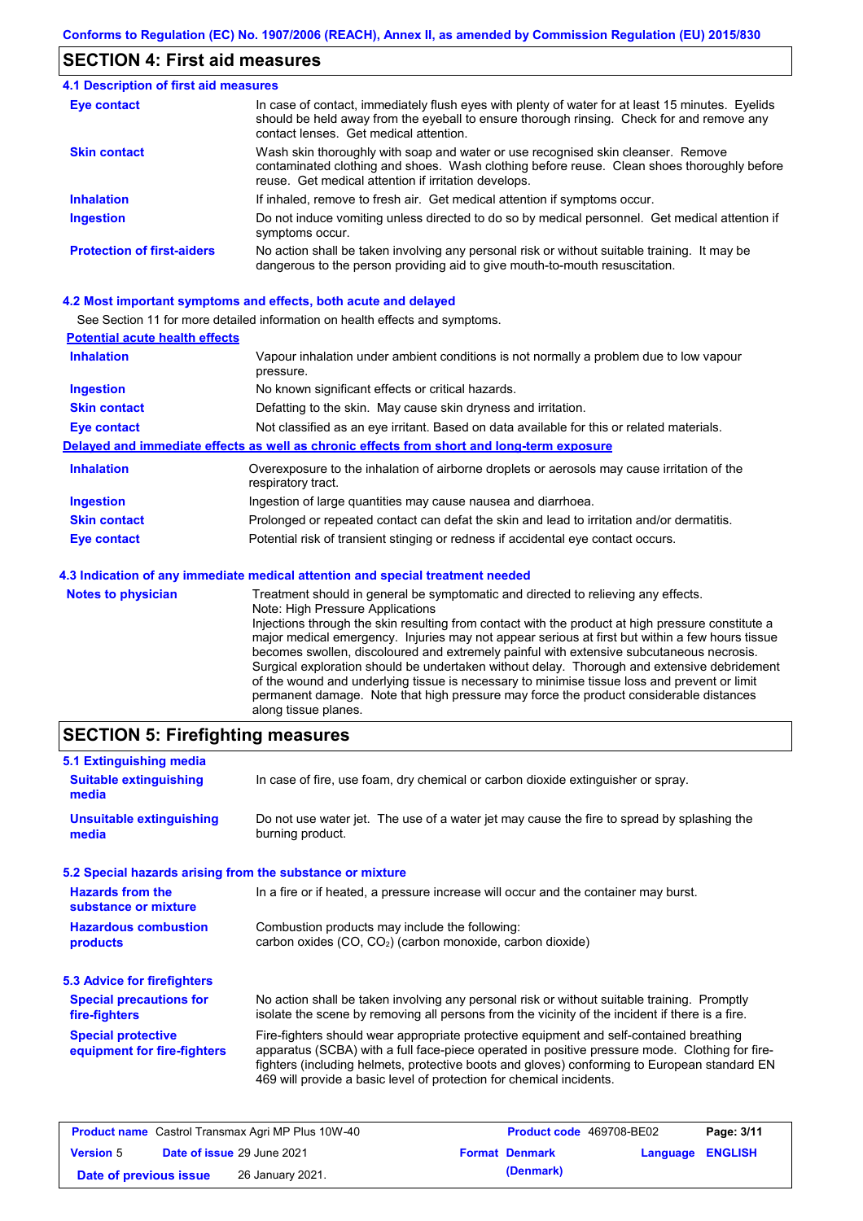## SECTION 4: First aid measures

### 4.1 Description of first aid measures

| | |
|---|---|
| **Eye contact** | In case of contact, immediately flush eyes with plenty of water for at least 15 minutes. Eyelids should be held away from the eyeball to ensure thorough rinsing. Check for and remove any contact lenses. Get medical attention. |
| **Skin contact** | Wash skin thoroughly with soap and water or use recognised skin cleanser. Remove contaminated clothing and shoes. Wash clothing before reuse. Clean shoes thoroughly before reuse. Get medical attention if irritation develops. |
| **Inhalation** | If inhaled, remove to fresh air. Get medical attention if symptoms occur. |
| **Ingestion** | Do not induce vomiting unless directed to do so by medical personnel. Get medical attention if symptoms occur. |
| **Protection of first-aiders** | No action shall be taken involving any personal risk or without suitable training. It may be dangerous to the person providing aid to give mouth-to-mouth resuscitation. |

### 4.2 Most important symptoms and effects, both acute and delayed

See Section 11 for more detailed information on health effects and symptoms.

**Potential acute health effects**

| | |
|---|---|
| **Inhalation** | Vapour inhalation under ambient conditions is not normally a problem due to low vapour pressure. |
| **Ingestion** | No known significant effects or critical hazards. |
| **Skin contact** | Defatting to the skin. May cause skin dryness and irritation. |
| **Eye contact** | Not classified as an eye irritant. Based on data available for this or related materials. |

**Delayed and immediate effects as well as chronic effects from short and long-term exposure**

| | |
|---|---|
| **Inhalation** | Overexposure to the inhalation of airborne droplets or aerosols may cause irritation of the respiratory tract. |
| **Ingestion** | Ingestion of large quantities may cause nausea and diarrhoea. |
| **Skin contact** | Prolonged or repeated contact can defat the skin and lead to irritation and/or dermatitis. |
| **Eye contact** | Potential risk of transient stinging or redness if accidental eye contact occurs. |

### 4.3 Indication of any immediate medical attention and special treatment needed

**Notes to physician**

Treatment should in general be symptomatic and directed to relieving any effects.
Note: High Pressure Applications
Injections through the skin resulting from contact with the product at high pressure constitute a major medical emergency. Injuries may not appear serious at first but within a few hours tissue becomes swollen, discoloured and extremely painful with extensive subcutaneous necrosis. Surgical exploration should be undertaken without delay. Thorough and extensive debridement of the wound and underlying tissue is necessary to minimise tissue loss and prevent or limit permanent damage. Note that high pressure may force the product considerable distances along tissue planes.

## SECTION 5: Firefighting measures

### 5.1 Extinguishing media

| | |
|---|---|
| **Suitable extinguishing media** | In case of fire, use foam, dry chemical or carbon dioxide extinguisher or spray. |
| **Unsuitable extinguishing media** | Do not use water jet. The use of a water jet may cause the fire to spread by splashing the burning product. |

### 5.2 Special hazards arising from the substance or mixture

| | |
|---|---|
| **Hazards from the substance or mixture** | In a fire or if heated, a pressure increase will occur and the container may burst. |
| **Hazardous combustion products** | Combustion products may include the following: carbon oxides (CO, $CO_2$) (carbon monoxide, carbon dioxide) |

### 5.3 Advice for firefighters

| | |
|---|---|
| **Special precautions for fire-fighters** | No action shall be taken involving any personal risk or without suitable training. Promptly isolate the scene by removing all persons from the vicinity of the incident if there is a fire. |
| **Special protective equipment for fire-fighters** | Fire-fighters should wear appropriate protective equipment and self-contained breathing apparatus (SCBA) with a full face-piece operated in positive pressure mode. Clothing for fire-fighters (including helmets, protective boots and gloves) conforming to European standard EN 469 will provide a basic level of protection for chemical incidents. |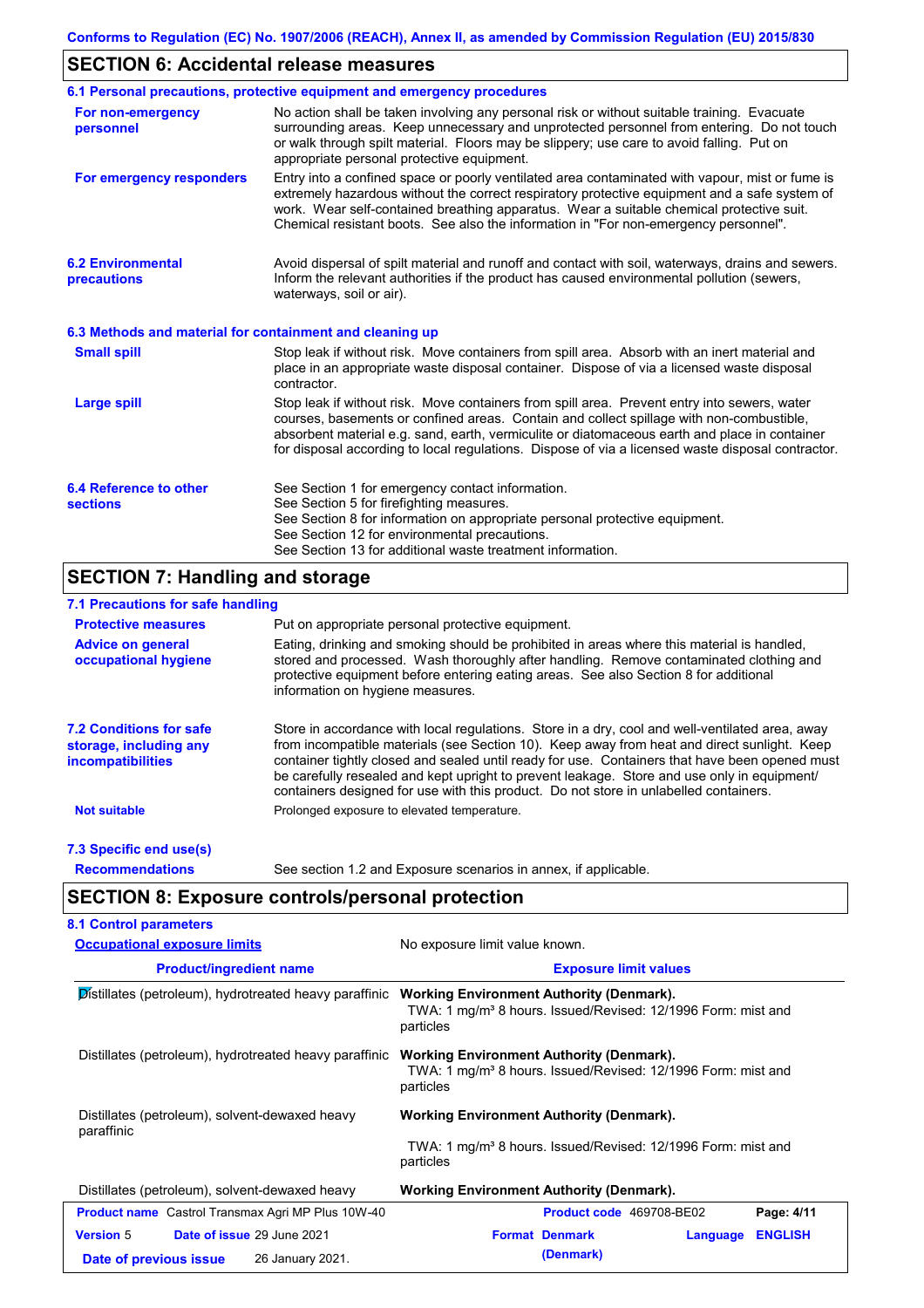Conforms to Regulation (EC) No. 1907/2006 (REACH), Annex II, as amended by Commission Regulation (EU) 2015/830

## SECTION 6: Accidental release measures

### 6.1 Personal precautions, protective equipment and emergency procedures

**For non-emergency personnel**
No action shall be taken involving any personal risk or without suitable training. Evacuate surrounding areas. Keep unnecessary and unprotected personnel from entering. Do not touch or walk through spilt material. Floors may be slippery; use care to avoid falling. Put on appropriate personal protective equipment.

**For emergency responders**
Entry into a confined space or poorly ventilated area contaminated with vapour, mist or fume is extremely hazardous without the correct respiratory protective equipment and a safe system of work. Wear self-contained breathing apparatus. Wear a suitable chemical protective suit. Chemical resistant boots. See also the information in "For non-emergency personnel".

### 6.2 Environmental precautions

Avoid dispersal of spilt material and runoff and contact with soil, waterways, drains and sewers. Inform the relevant authorities if the product has caused environmental pollution (sewers, waterways, soil or air).

### 6.3 Methods and material for containment and cleaning up

**Small spill**
Stop leak if without risk. Move containers from spill area. Absorb with an inert material and place in an appropriate waste disposal container. Dispose of via a licensed waste disposal contractor.

**Large spill**
Stop leak if without risk. Move containers from spill area. Prevent entry into sewers, water courses, basements or confined areas. Contain and collect spillage with non-combustible, absorbent material e.g. sand, earth, vermiculite or diatomaceous earth and place in container for disposal according to local regulations. Dispose of via a licensed waste disposal contractor.

### 6.4 Reference to other sections

See Section 1 for emergency contact information.
See Section 5 for firefighting measures.
See Section 8 for information on appropriate personal protective equipment.
See Section 12 for environmental precautions.
See Section 13 for additional waste treatment information.

## SECTION 7: Handling and storage

### 7.1 Precautions for safe handling

**Protective measures**
Put on appropriate personal protective equipment.

**Advice on general occupational hygiene**
Eating, drinking and smoking should be prohibited in areas where this material is handled, stored and processed. Wash thoroughly after handling. Remove contaminated clothing and protective equipment before entering eating areas. See also Section 8 for additional information on hygiene measures.

### 7.2 Conditions for safe storage, including any incompatibilities

Store in accordance with local regulations. Store in a dry, cool and well-ventilated area, away from incompatible materials (see Section 10). Keep away from heat and direct sunlight. Keep container tightly closed and sealed until ready for use. Containers that have been opened must be carefully resealed and kept upright to prevent leakage. Store and use only in equipment/ containers designed for use with this product. Do not store in unlabelled containers.

**Not suitable**
Prolonged exposure to elevated temperature.

### 7.3 Specific end use(s)

**Recommendations**
See section 1.2 and Exposure scenarios in annex, if applicable.

## SECTION 8: Exposure controls/personal protection

### 8.1 Control parameters

**Occupational exposure limits**
No exposure limit value known.

| Product/ingredient name | Exposure limit values |
|---|---|
| Distillates (petroleum), hydrotreated heavy paraffinic | **Working Environment Authority (Denmark).** TWA: 1 mg/m³ 8 hours. Issued/Revised: 12/1996 Form: mist and particles |
| Distillates (petroleum), hydrotreated heavy paraffinic | **Working Environment Authority (Denmark).** TWA: 1 mg/m³ 8 hours. Issued/Revised: 12/1996 Form: mist and particles |
| Distillates (petroleum), solvent-dewaxed heavy paraffinic | **Working Environment Authority (Denmark).** TWA: 1 mg/m³ 8 hours. Issued/Revised: 12/1996 Form: mist and particles |
| Distillates (petroleum), solvent-dewaxed heavy | **Working Environment Authority (Denmark).** |

**Product name** Castrol Transmax Agri MP Plus 10W-40 **Product code** 469708-BE02
**Version** 5 **Date of issue** 29 June 2021 **Format** Denmark (Denmark) **Language** ENGLISH
**Date of previous issue** 26 January 2021.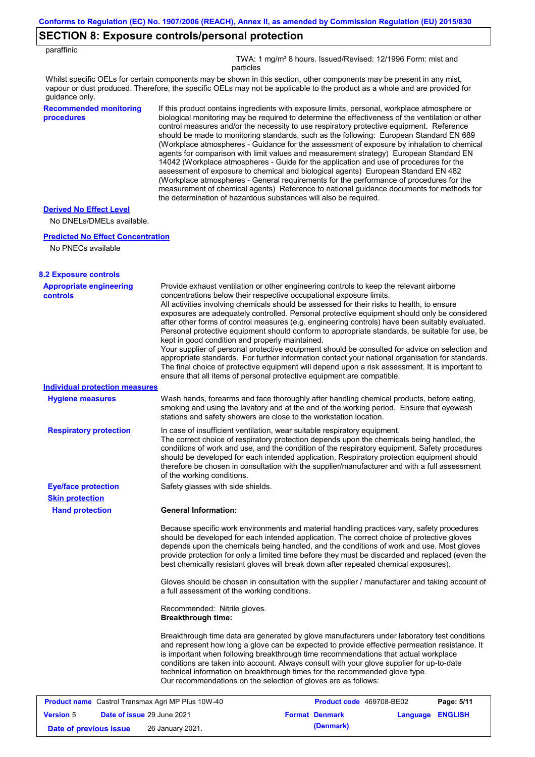## SECTION 8: Exposure controls/personal protection

paraffinic

TWA: 1 mg/m³ 8 hours. Issued/Revised: 12/1996 Form: mist and particles

Whilst specific OELs for certain components may be shown in this section, other components may be present in any mist, vapour or dust produced. Therefore, the specific OELs may not be applicable to the product as a whole and are provided for guidance only.

**Recommended monitoring procedures**

If this product contains ingredients with exposure limits, personal, workplace atmosphere or biological monitoring may be required to determine the effectiveness of the ventilation or other control measures and/or the necessity to use respiratory protective equipment. Reference should be made to monitoring standards, such as the following: European Standard EN 689 (Workplace atmospheres - Guidance for the assessment of exposure by inhalation to chemical agents for comparison with limit values and measurement strategy) European Standard EN 14042 (Workplace atmospheres - Guide for the application and use of procedures for the assessment of exposure to chemical and biological agents) European Standard EN 482 (Workplace atmospheres - General requirements for the performance of procedures for the measurement of chemical agents) Reference to national guidance documents for methods for the determination of hazardous substances will also be required.

**Derived No Effect Level**

No DNELs/DMELs available.

**Predicted No Effect Concentration**

No PNECs available

### 8.2 Exposure controls

**Appropriate engineering controls**

Provide exhaust ventilation or other engineering controls to keep the relevant airborne concentrations below their respective occupational exposure limits.
All activities involving chemicals should be assessed for their risks to health, to ensure exposures are adequately controlled. Personal protective equipment should only be considered after other forms of control measures (e.g. engineering controls) have been suitably evaluated. Personal protective equipment should conform to appropriate standards, be suitable for use, be kept in good condition and properly maintained.
Your supplier of personal protective equipment should be consulted for advice on selection and appropriate standards. For further information contact your national organisation for standards. The final choice of protective equipment will depend upon a risk assessment. It is important to ensure that all items of personal protective equipment are compatible.

**Individual protection measures**

**Hygiene measures**

Wash hands, forearms and face thoroughly after handling chemical products, before eating, smoking and using the lavatory and at the end of the working period. Ensure that eyewash stations and safety showers are close to the workstation location.

**Respiratory protection**

In case of insufficient ventilation, wear suitable respiratory equipment.
The correct choice of respiratory protection depends upon the chemicals being handled, the conditions of work and use, and the condition of the respiratory equipment. Safety procedures should be developed for each intended application. Respiratory protection equipment should therefore be chosen in consultation with the supplier/manufacturer and with a full assessment of the working conditions.

**Eye/face protection**

Safety glasses with side shields.

**Skin protection**

**Hand protection**

**General Information:**

Because specific work environments and material handling practices vary, safety procedures should be developed for each intended application. The correct choice of protective gloves depends upon the chemicals being handled, and the conditions of work and use. Most gloves provide protection for only a limited time before they must be discarded and replaced (even the best chemically resistant gloves will break down after repeated chemical exposures).

Gloves should be chosen in consultation with the supplier / manufacturer and taking account of a full assessment of the working conditions.

Recommended: Nitrile gloves.
**Breakthrough time:**

Breakthrough time data are generated by glove manufacturers under laboratory test conditions and represent how long a glove can be expected to provide effective permeation resistance. It is important when following breakthrough time recommendations that actual workplace conditions are taken into account. Always consult with your glove supplier for up-to-date technical information on breakthrough times for the recommended glove type.
Our recommendations on the selection of gloves are as follows: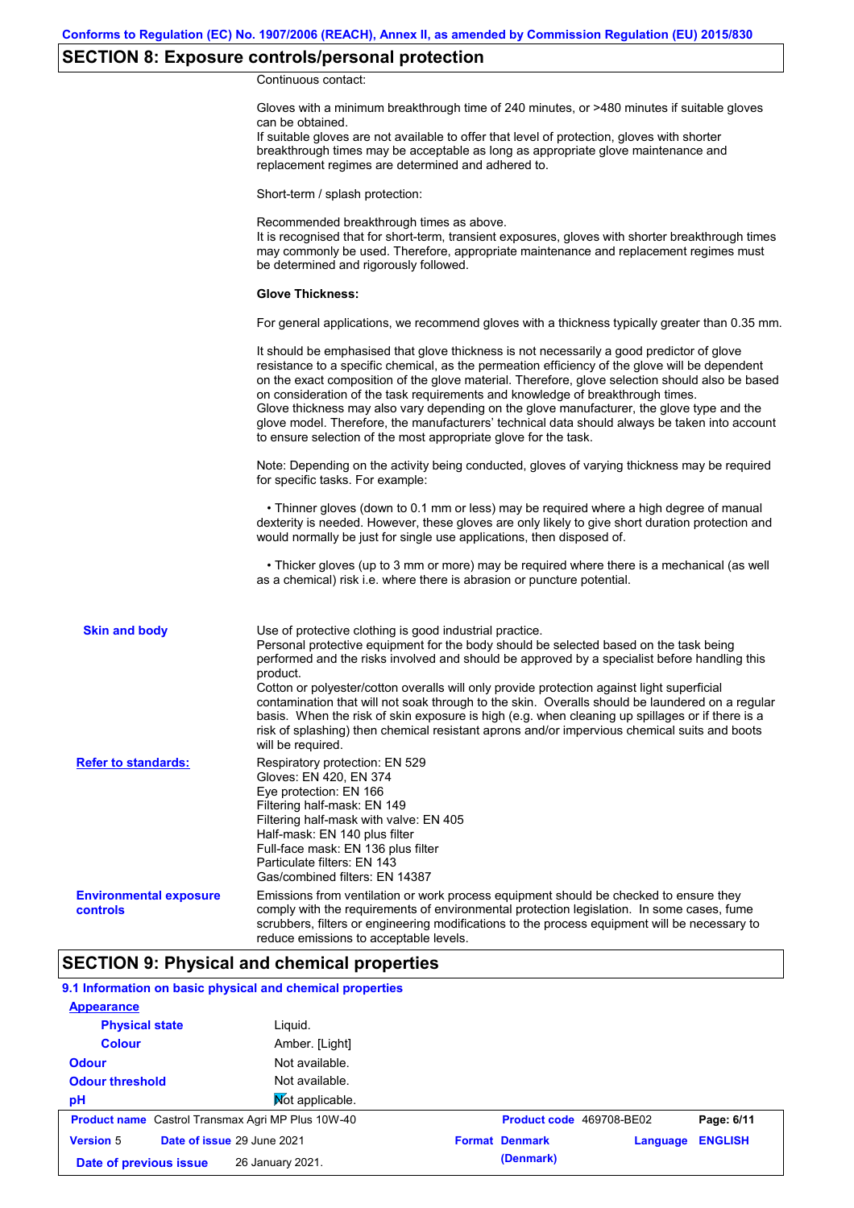## SECTION 8: Exposure controls/personal protection

Continuous contact:

Gloves with a minimum breakthrough time of 240 minutes, or >480 minutes if suitable gloves can be obtained.
If suitable gloves are not available to offer that level of protection, gloves with shorter breakthrough times may be acceptable as long as appropriate glove maintenance and replacement regimes are determined and adhered to.

Short-term / splash protection:

Recommended breakthrough times as above.
It is recognised that for short-term, transient exposures, gloves with shorter breakthrough times may commonly be used. Therefore, appropriate maintenance and replacement regimes must be determined and rigorously followed.

**Glove Thickness:**

For general applications, we recommend gloves with a thickness typically greater than 0.35 mm.

It should be emphasised that glove thickness is not necessarily a good predictor of glove resistance to a specific chemical, as the permeation efficiency of the glove will be dependent on the exact composition of the glove material. Therefore, glove selection should also be based on consideration of the task requirements and knowledge of breakthrough times.
Glove thickness may also vary depending on the glove manufacturer, the glove type and the glove model. Therefore, the manufacturers' technical data should always be taken into account to ensure selection of the most appropriate glove for the task.

Note: Depending on the activity being conducted, gloves of varying thickness may be required for specific tasks. For example:

- Thinner gloves (down to 0.1 mm or less) may be required where a high degree of manual dexterity is needed. However, these gloves are only likely to give short duration protection and would normally be just for single use applications, then disposed of.

- Thicker gloves (up to 3 mm or more) may be required where there is a mechanical (as well as a chemical) risk i.e. where there is abrasion or puncture potential.

**Skin and body**

Use of protective clothing is good industrial practice.
Personal protective equipment for the body should be selected based on the task being performed and the risks involved and should be approved by a specialist before handling this product.
Cotton or polyester/cotton overalls will only provide protection against light superficial contamination that will not soak through to the skin. Overalls should be laundered on a regular basis. When the risk of skin exposure is high (e.g. when cleaning up spillages or if there is a risk of splashing) then chemical resistant aprons and/or impervious chemical suits and boots will be required.

**Refer to standards:**

Respiratory protection: EN 529
Gloves: EN 420, EN 374
Eye protection: EN 166
Filtering half-mask: EN 149
Filtering half-mask with valve: EN 405
Half-mask: EN 140 plus filter
Full-face mask: EN 136 plus filter
Particulate filters: EN 143
Gas/combined filters: EN 14387

**Environmental exposure controls**

Emissions from ventilation or work process equipment should be checked to ensure they comply with the requirements of environmental protection legislation. In some cases, fume scrubbers, filters or engineering modifications to the process equipment will be necessary to reduce emissions to acceptable levels.

## SECTION 9: Physical and chemical properties

### 9.1 Information on basic physical and chemical properties

**Appearance**

| | |
|---|---|
| **Physical state** | Liquid. |
| **Colour** | Amber. [Light] |
| **Odour** | Not available. |
| **Odour threshold** | Not available. |
| **pH** | Not applicable. |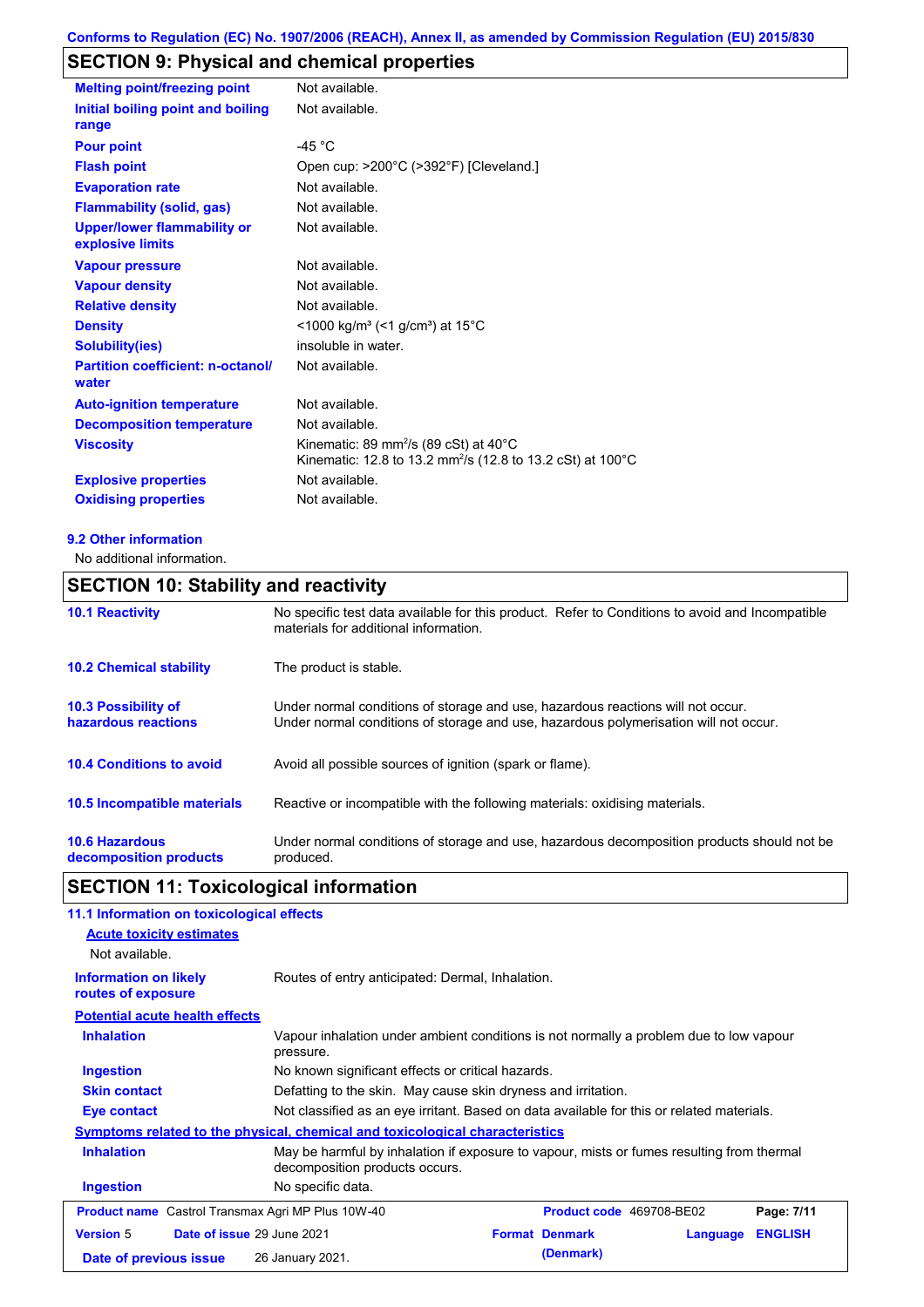Conforms to Regulation (EC) No. 1907/2006 (REACH), Annex II, as amended by Commission Regulation (EU) 2015/830

## SECTION 9: Physical and chemical properties

| | |
|---|---|
| **Melting point/freezing point** | Not available. |
| **Initial boiling point and boiling range** | Not available. |
| **Pour point** | -45 °C |
| **Flash point** | Open cup: >200°C (>392°F) [Cleveland.] |
| **Evaporation rate** | Not available. |
| **Flammability (solid, gas)** | Not available. |
| **Upper/lower flammability or explosive limits** | Not available. |
| **Vapour pressure** | Not available. |
| **Vapour density** | Not available. |
| **Relative density** | Not available. |
| **Density** | <1000 kg/m³ (<1 g/cm³) at 15°C |
| **Solubility(ies)** | insoluble in water. |
| **Partition coefficient: n-octanol/water** | Not available. |
| **Auto-ignition temperature** | Not available. |
| **Decomposition temperature** | Not available. |
| **Viscosity** | Kinematic: 89 mm²/s (89 cSt) at 40°C<br>Kinematic: 12.8 to 13.2 mm²/s (12.8 to 13.2 cSt) at 100°C |
| **Explosive properties** | Not available. |
| **Oxidising properties** | Not available. |

### 9.2 Other information

No additional information.

## SECTION 10: Stability and reactivity

| | |
|---|---|
| **10.1 Reactivity** | No specific test data available for this product. Refer to Conditions to avoid and Incompatible materials for additional information. |
| **10.2 Chemical stability** | The product is stable. |
| **10.3 Possibility of hazardous reactions** | Under normal conditions of storage and use, hazardous reactions will not occur.<br>Under normal conditions of storage and use, hazardous polymerisation will not occur. |
| **10.4 Conditions to avoid** | Avoid all possible sources of ignition (spark or flame). |
| **10.5 Incompatible materials** | Reactive or incompatible with the following materials: oxidising materials. |
| **10.6 Hazardous decomposition products** | Under normal conditions of storage and use, hazardous decomposition products should not be produced. |

## SECTION 11: Toxicological information

### 11.1 Information on toxicological effects

**Acute toxicity estimates**

Not available.

| | |
|---|---|
| **Information on likely routes of exposure** | Routes of entry anticipated: Dermal, Inhalation. |

**Potential acute health effects**

| | |
|---|---|
| **Inhalation** | Vapour inhalation under ambient conditions is not normally a problem due to low vapour pressure. |
| **Ingestion** | No known significant effects or critical hazards. |
| **Skin contact** | Defatting to the skin. May cause skin dryness and irritation. |
| **Eye contact** | Not classified as an eye irritant. Based on data available for this or related materials. |

**Symptoms related to the physical, chemical and toxicological characteristics**

| | |
|---|---|
| **Inhalation** | May be harmful by inhalation if exposure to vapour, mists or fumes resulting from thermal decomposition products occurs. |
| **Ingestion** | No specific data. |

| | | | |
|---|---|---|---|
| **Product name** Castrol Transmax Agri MP Plus 10W-40 | | **Product code** 469708-BE02 | |
| **Version** 5 | **Date of issue** 29 June 2021 | **Format** Denmark (Denmark) | **Language** ENGLISH |
| **Date of previous issue** 26 January 2021. | | | |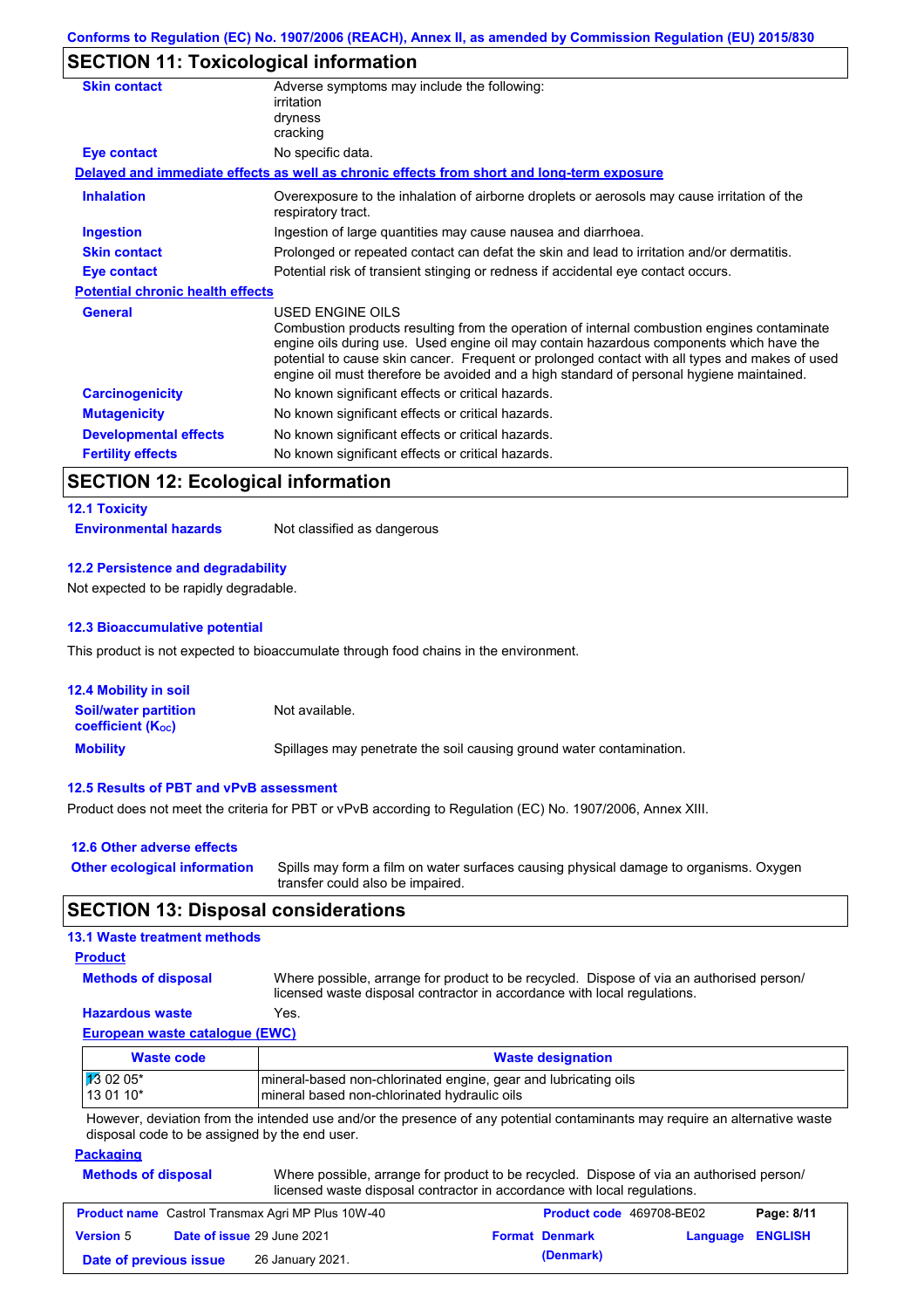## SECTION 11: Toxicological information

| | |
|---|---|
| **Skin contact** | Adverse symptoms may include the following:<br>irritation<br>dryness<br>cracking |
| **Eye contact** | No specific data. |

**Delayed and immediate effects as well as chronic effects from short and long-term exposure**

| | |
|---|---|
| **Inhalation** | Overexposure to the inhalation of airborne droplets or aerosols may cause irritation of the respiratory tract. |
| **Ingestion** | Ingestion of large quantities may cause nausea and diarrhoea. |
| **Skin contact** | Prolonged or repeated contact can defat the skin and lead to irritation and/or dermatitis. |
| **Eye contact** | Potential risk of transient stinging or redness if accidental eye contact occurs. |

**Potential chronic health effects**

| | |
|---|---|
| **General** | USED ENGINE OILS<br>Combustion products resulting from the operation of internal combustion engines contaminate engine oils during use. Used engine oil may contain hazardous components which have the potential to cause skin cancer. Frequent or prolonged contact with all types and makes of used engine oil must therefore be avoided and a high standard of personal hygiene maintained. |
| **Carcinogenicity** | No known significant effects or critical hazards. |
| **Mutagenicity** | No known significant effects or critical hazards. |
| **Developmental effects** | No known significant effects or critical hazards. |
| **Fertility effects** | No known significant effects or critical hazards. |

## SECTION 12: Ecological information

### 12.1 Toxicity

**Environmental hazards** Not classified as dangerous

### 12.2 Persistence and degradability

Not expected to be rapidly degradable.

### 12.3 Bioaccumulative potential

This product is not expected to bioaccumulate through food chains in the environment.

### 12.4 Mobility in soil

| | |
|---|---|
| **Soil/water partition coefficient ($K_{OC}$)** | Not available. |
| **Mobility** | Spillages may penetrate the soil causing ground water contamination. |

### 12.5 Results of PBT and vPvB assessment

Product does not meet the criteria for PBT or vPvB according to Regulation (EC) No. 1907/2006, Annex XIII.

### 12.6 Other adverse effects

**Other ecological information** Spills may form a film on water surfaces causing physical damage to organisms. Oxygen transfer could also be impaired.

## SECTION 13: Disposal considerations

### 13.1 Waste treatment methods

**Product**

| | |
|---|---|
| **Methods of disposal** | Where possible, arrange for product to be recycled. Dispose of via an authorised person/ licensed waste disposal contractor in accordance with local regulations. |
| **Hazardous waste** | Yes. |

**European waste catalogue (EWC)**

| Waste code | Waste designation |
|---|---|
| 13 02 05*<br>13 01 10* | mineral-based non-chlorinated engine, gear and lubricating oils<br>mineral based non-chlorinated hydraulic oils |

However, deviation from the intended use and/or the presence of any potential contaminants may require an alternative waste disposal code to be assigned by the end user.

**Packaging**

**Methods of disposal** Where possible, arrange for product to be recycled. Dispose of via an authorised person/ licensed waste disposal contractor in accordance with local regulations.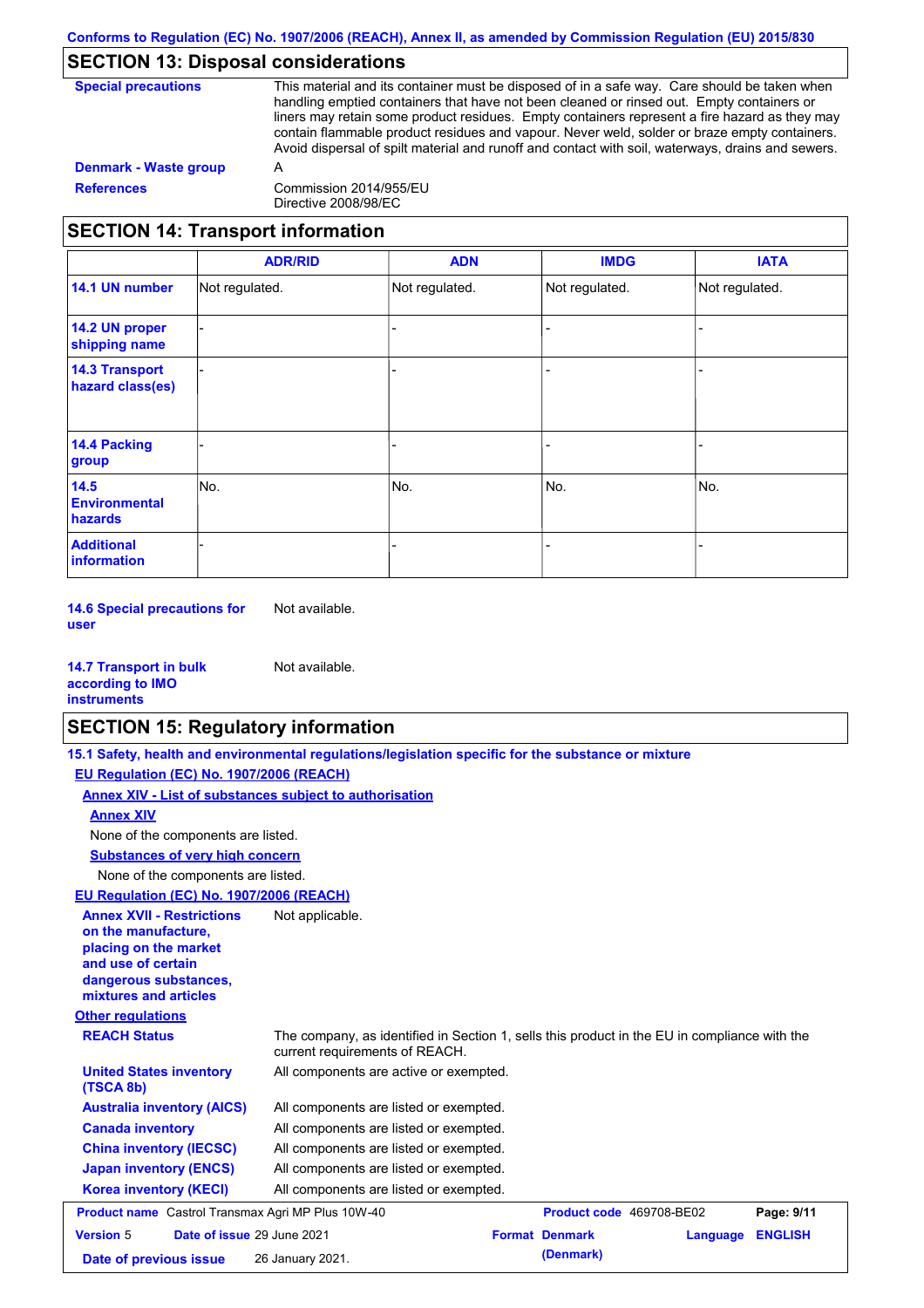## SECTION 13: Disposal considerations

**Special precautions**

This material and its container must be disposed of in a safe way. Care should be taken when handling emptied containers that have not been cleaned or rinsed out. Empty containers or liners may retain some product residues. Empty containers represent a fire hazard as they may contain flammable product residues and vapour. Never weld, solder or braze empty containers. Avoid dispersal of spilt material and runoff and contact with soil, waterways, drains and sewers.

**Denmark - Waste group**

A

**References**

Commission 2014/955/EU
Directive 2008/98/EC

## SECTION 14: Transport information

| | ADR/RID | ADN | IMDG | IATA |
|---|---|---|---|---|
| **14.1 UN number** | Not regulated. | Not regulated. | Not regulated. | Not regulated. |
| **14.2 UN proper shipping name** | - | - | - | - |
| **14.3 Transport hazard class(es)** | - | - | - | - |
| **14.4 Packing group** | - | - | - | - |
| **14.5 Environmental hazards** | No. | No. | No. | No. |
| **Additional information** | - | - | - | - |

**14.6 Special precautions for user**

Not available.

**14.7 Transport in bulk according to IMO instruments**

Not available.

## SECTION 15: Regulatory information

**15.1 Safety, health and environmental regulations/legislation specific for the substance or mixture**

**EU Regulation (EC) No. 1907/2006 (REACH)**

**Annex XIV - List of substances subject to authorisation**

**Annex XIV**

None of the components are listed.

**Substances of very high concern**

None of the components are listed.

**EU Regulation (EC) No. 1907/2006 (REACH)**

**Annex XVII - Restrictions on the manufacture, placing on the market and use of certain dangerous substances, mixtures and articles**

Not applicable.

**Other regulations**

**REACH Status**

The company, as identified in Section 1, sells this product in the EU in compliance with the current requirements of REACH.

**United States inventory (TSCA 8b)**

All components are active or exempted.

**Australia inventory (AICS)**

All components are listed or exempted.

**Canada inventory**

All components are listed or exempted.

**China inventory (IECSC)**

All components are listed or exempted.

**Japan inventory (ENCS)**

All components are listed or exempted.

**Korea inventory (KECI)**

All components are listed or exempted.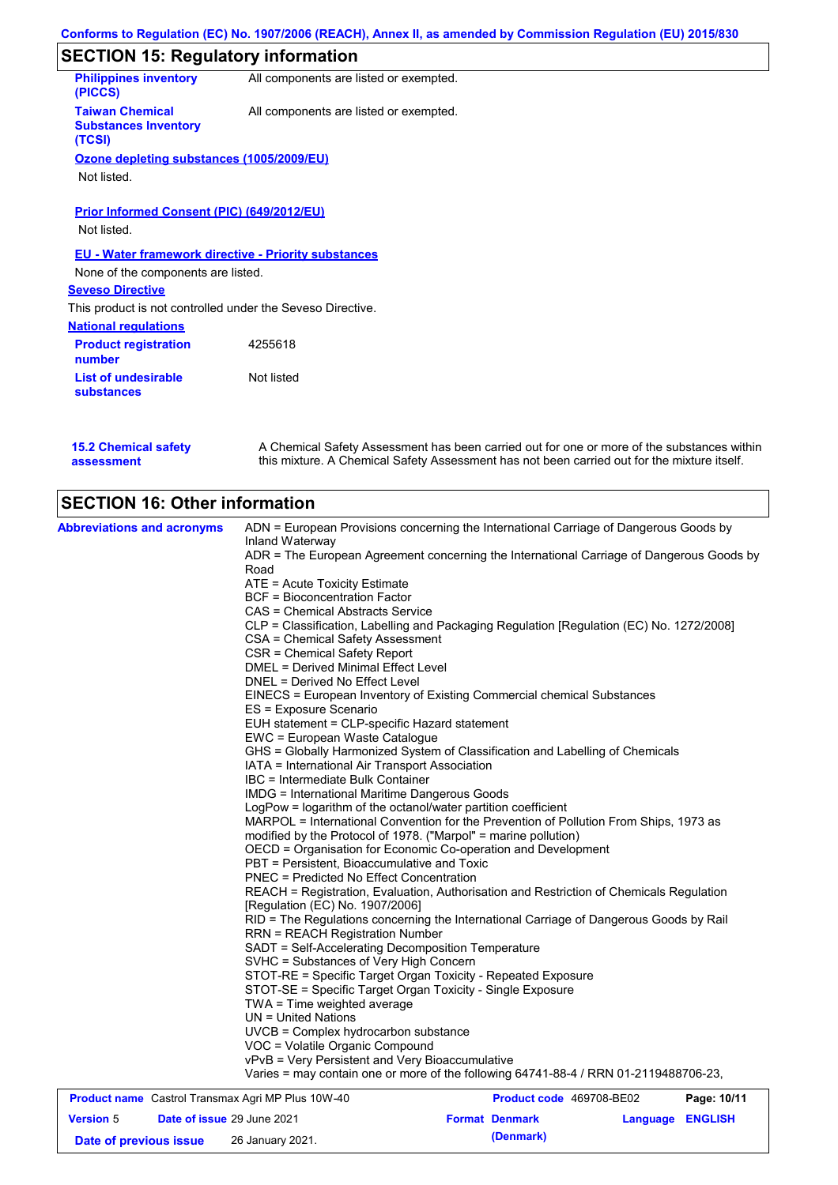## SECTION 15: Regulatory information

| | |
|---|---|
| **Philippines inventory (PICCS)** | All components are listed or exempted. |
| **Taiwan Chemical Substances Inventory (TCSI)** | All components are listed or exempted. |

**Ozone depleting substances (1005/2009/EU)**

Not listed.

**Prior Informed Consent (PIC) (649/2012/EU)**

Not listed.

**EU - Water framework directive - Priority substances**

None of the components are listed.

**Seveso Directive**

This product is not controlled under the Seveso Directive.

**National regulations**

| | |
|---|---|
| **Product registration number** | 4255618 |
| **List of undesirable substances** | Not listed |

**15.2 Chemical safety assessment**

A Chemical Safety Assessment has been carried out for one or more of the substances within this mixture. A Chemical Safety Assessment has not been carried out for the mixture itself.

## SECTION 16: Other information

**Abbreviations and acronyms**

ADN = European Provisions concerning the International Carriage of Dangerous Goods by Inland Waterway
ADR = The European Agreement concerning the International Carriage of Dangerous Goods by Road
ATE = Acute Toxicity Estimate
BCF = Bioconcentration Factor
CAS = Chemical Abstracts Service
CLP = Classification, Labelling and Packaging Regulation [Regulation (EC) No. 1272/2008]
CSA = Chemical Safety Assessment
CSR = Chemical Safety Report
DMEL = Derived Minimal Effect Level
DNEL = Derived No Effect Level
EINECS = European Inventory of Existing Commercial chemical Substances
ES = Exposure Scenario
EUH statement = CLP-specific Hazard statement
EWC = European Waste Catalogue
GHS = Globally Harmonized System of Classification and Labelling of Chemicals
IATA = International Air Transport Association
IBC = Intermediate Bulk Container
IMDG = International Maritime Dangerous Goods
LogPow = logarithm of the octanol/water partition coefficient
MARPOL = International Convention for the Prevention of Pollution From Ships, 1973 as modified by the Protocol of 1978. ("Marpol" = marine pollution)
OECD = Organisation for Economic Co-operation and Development
PBT = Persistent, Bioaccumulative and Toxic
PNEC = Predicted No Effect Concentration
REACH = Registration, Evaluation, Authorisation and Restriction of Chemicals Regulation [Regulation (EC) No. 1907/2006]
RID = The Regulations concerning the International Carriage of Dangerous Goods by Rail
RRN = REACH Registration Number
SADT = Self-Accelerating Decomposition Temperature
SVHC = Substances of Very High Concern
STOT-RE = Specific Target Organ Toxicity - Repeated Exposure
STOT-SE = Specific Target Organ Toxicity - Single Exposure
TWA = Time weighted average
UN = United Nations
UVCB = Complex hydrocarbon substance
VOC = Volatile Organic Compound
vPvB = Very Persistent and Very Bioaccumulative
Varies = may contain one or more of the following 64741-88-4 / RRN 01-2119488706-23,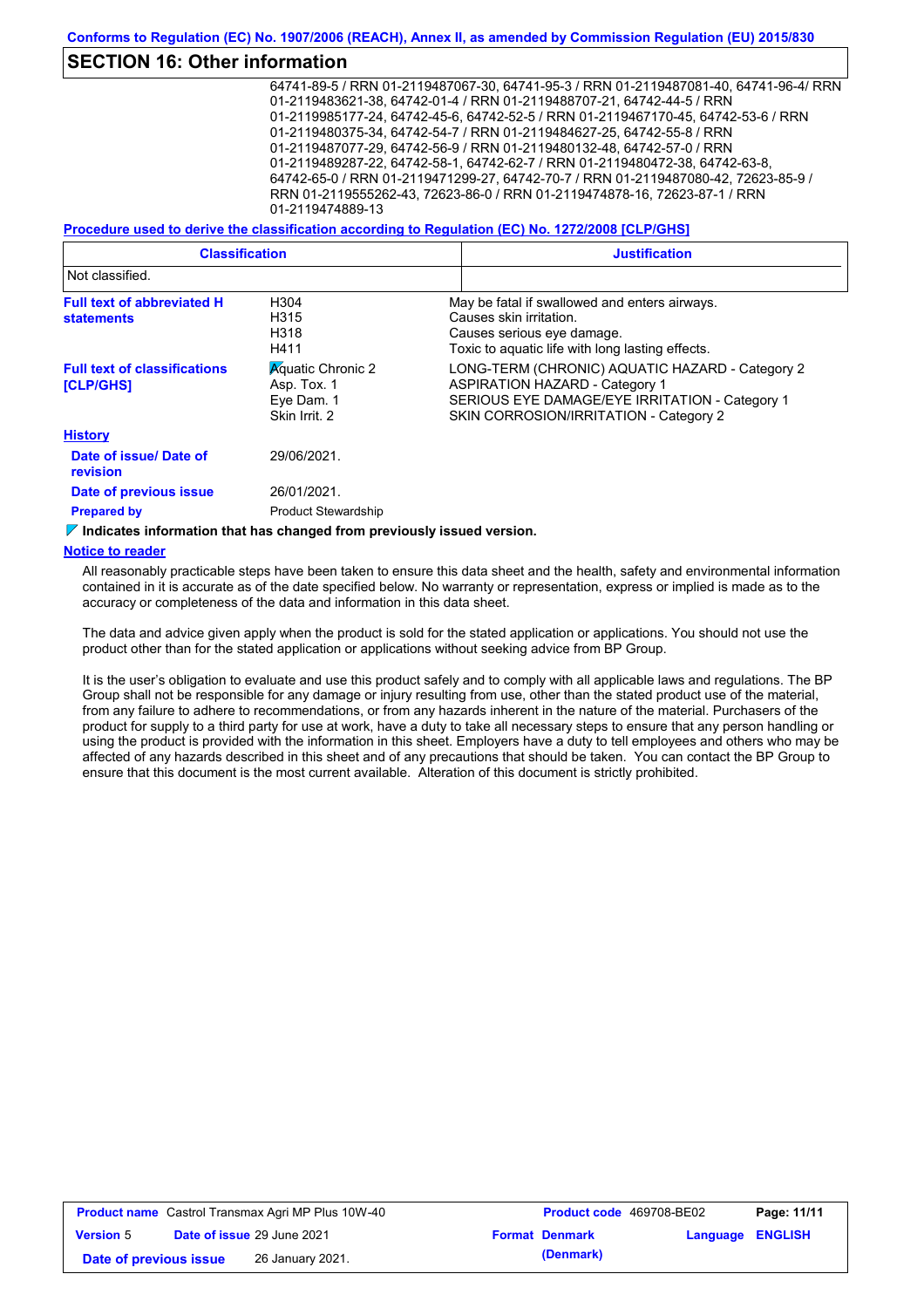## SECTION 16: Other information

64741-89-5 / RRN 01-2119487067-30, 64741-95-3 / RRN 01-2119487081-40, 64741-96-4/ RRN 01-2119483621-38, 64742-01-4 / RRN 01-2119488707-21, 64742-44-5 / RRN 01-2119985177-24, 64742-45-6, 64742-52-5 / RRN 01-2119467170-45, 64742-53-6 / RRN 01-2119480375-34, 64742-54-7 / RRN 01-2119484627-25, 64742-55-8 / RRN 01-2119487077-29, 64742-56-9 / RRN 01-2119480132-48, 64742-57-0 / RRN 01-2119489287-22, 64742-58-1, 64742-62-7 / RRN 01-2119480472-38, 64742-63-8, 64742-65-0 / RRN 01-2119471299-27, 64742-70-7 / RRN 01-2119487080-42, 72623-85-9 / RRN 01-2119555262-43, 72623-86-0 / RRN 01-2119474878-16, 72623-87-1 / RRN 01-2119474889-13

**Procedure used to derive the classification according to Regulation (EC) No. 1272/2008 [CLP/GHS]**

| Classification | Justification |
|---|---|
| Not classified. | |

**Full text of abbreviated H statements**

| | |
|---|---|
| H304 | May be fatal if swallowed and enters airways. |
| H315 | Causes skin irritation. |
| H318 | Causes serious eye damage. |
| H411 | Toxic to aquatic life with long lasting effects. |

**Full text of classifications [CLP/GHS]**

| | |
|---|---|
| Aquatic Chronic 2 | LONG-TERM (CHRONIC) AQUATIC HAZARD - Category 2 |
| Asp. Tox. 1 | ASPIRATION HAZARD - Category 1 |
| Eye Dam. 1 | SERIOUS EYE DAMAGE/EYE IRRITATION - Category 1 |
| Skin Irrit. 2 | SKIN CORROSION/IRRITATION - Category 2 |

**History**

**Date of issue/ Date of revision** 29/06/2021.

**Date of previous issue** 26/01/2021.

**Prepared by** Product Stewardship

**Indicates information that has changed from previously issued version.**

**Notice to reader**

All reasonably practicable steps have been taken to ensure this data sheet and the health, safety and environmental information contained in it is accurate as of the date specified below. No warranty or representation, express or implied is made as to the accuracy or completeness of the data and information in this data sheet.

The data and advice given apply when the product is sold for the stated application or applications. You should not use the product other than for the stated application or applications without seeking advice from BP Group.

It is the user's obligation to evaluate and use this product safely and to comply with all applicable laws and regulations. The BP Group shall not be responsible for any damage or injury resulting from use, other than the stated product use of the material, from any failure to adhere to recommendations, or from any hazards inherent in the nature of the material. Purchasers of the product for supply to a third party for use at work, have a duty to take all necessary steps to ensure that any person handling or using the product is provided with the information in this sheet. Employers have a duty to tell employees and others who may be affected of any hazards described in this sheet and of any precautions that should be taken. You can contact the BP Group to ensure that this document is the most current available. Alteration of this document is strictly prohibited.